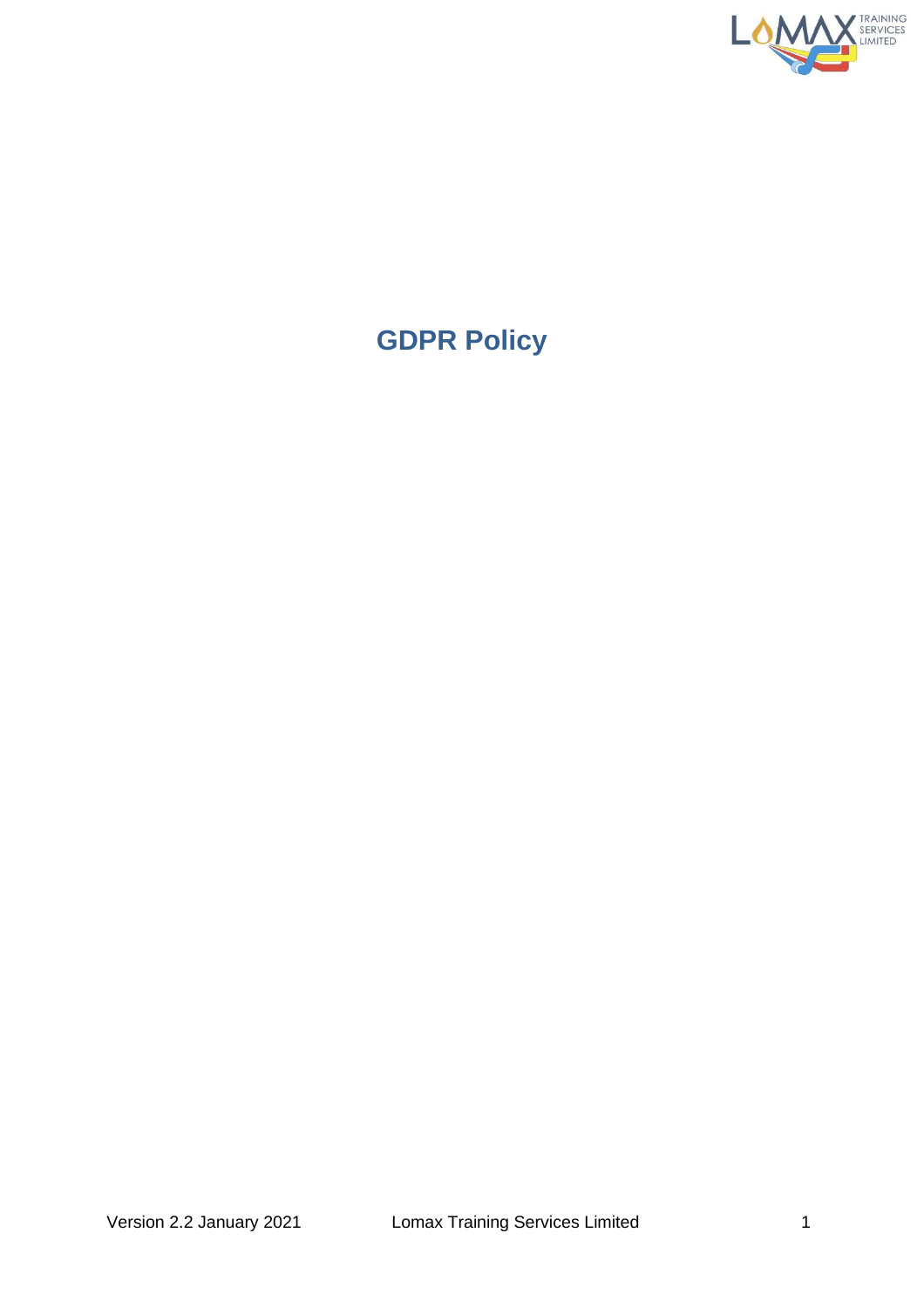# GDPR Policy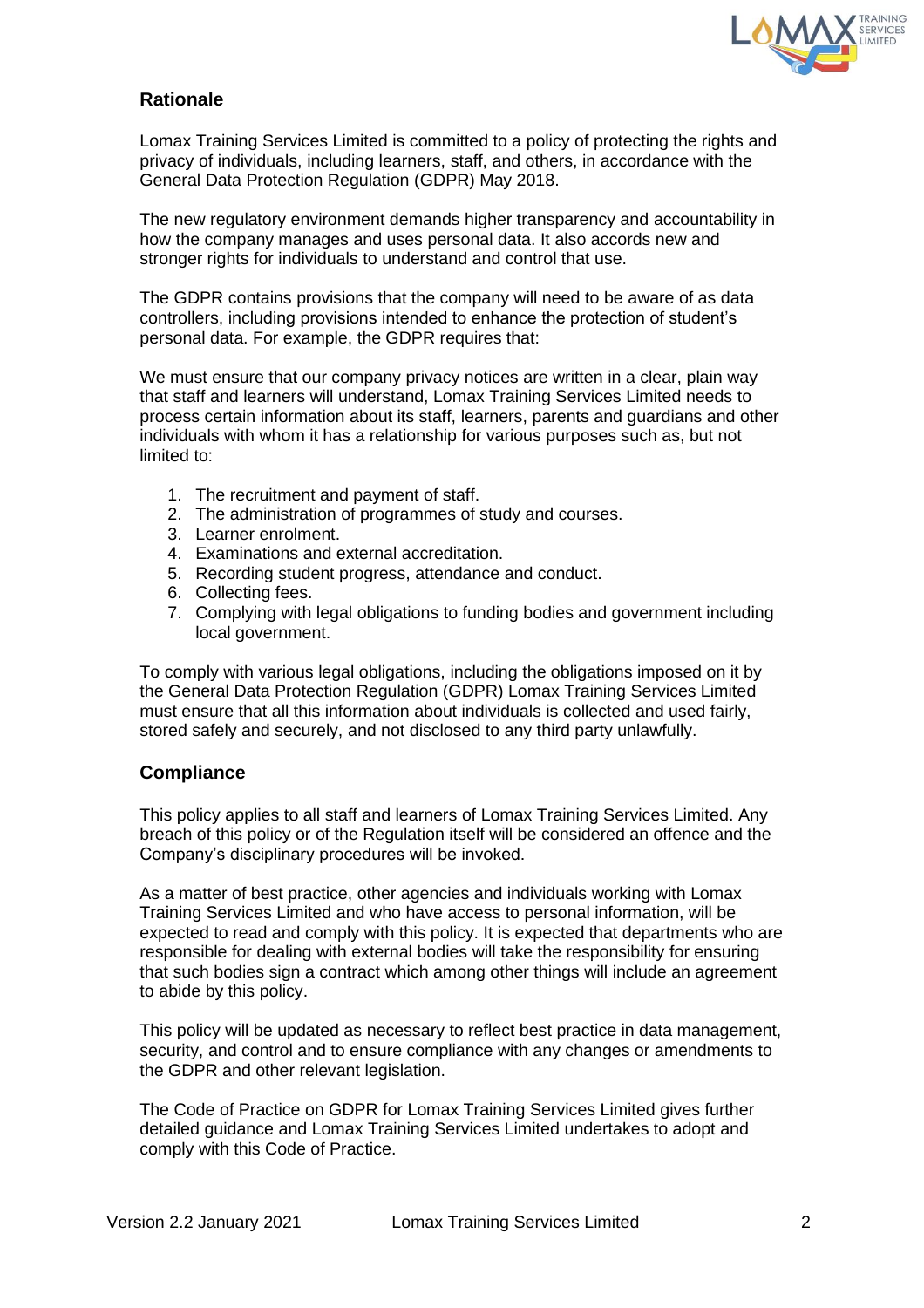## Rationale

Lomax Training Services Limited is committed to a policy of protecting the rights and privacy of individuals, including learners, staff, and others, in accordance with the General Data Protection Regulation (GDPR) May 2018.

The new regulatory environment demands higher transparency and accountability in how the company manages and uses personal data. It also accords new and stronger rights for individuals to understand and control that use.

The GDPR contains provisions that the company will need to be aware of as data controllers, including provisions intended to enhance the protection of student's personal data. For example, the GDPR requires that:

We must ensure that our company privacy notices are written in a clear, plain way that staff and learners will understand, Lomax Training Services Limited needs to process certain information about its staff, learners, parents and guardians and other individuals with whom it has a relationship for various purposes such as, but not limited to:

1. The recruitment and payment of staff.
2. The administration of programmes of study and courses.
3. Learner enrolment.
4. Examinations and external accreditation.
5. Recording student progress, attendance and conduct.
6. Collecting fees.
7. Complying with legal obligations to funding bodies and government including local government.

To comply with various legal obligations, including the obligations imposed on it by the General Data Protection Regulation (GDPR) Lomax Training Services Limited must ensure that all this information about individuals is collected and used fairly, stored safely and securely, and not disclosed to any third party unlawfully.

## Compliance

This policy applies to all staff and learners of Lomax Training Services Limited. Any breach of this policy or of the Regulation itself will be considered an offence and the Company's disciplinary procedures will be invoked.

As a matter of best practice, other agencies and individuals working with Lomax Training Services Limited and who have access to personal information, will be expected to read and comply with this policy. It is expected that departments who are responsible for dealing with external bodies will take the responsibility for ensuring that such bodies sign a contract which among other things will include an agreement to abide by this policy.

This policy will be updated as necessary to reflect best practice in data management, security, and control and to ensure compliance with any changes or amendments to the GDPR and other relevant legislation.

The Code of Practice on GDPR for Lomax Training Services Limited gives further detailed guidance and Lomax Training Services Limited undertakes to adopt and comply with this Code of Practice.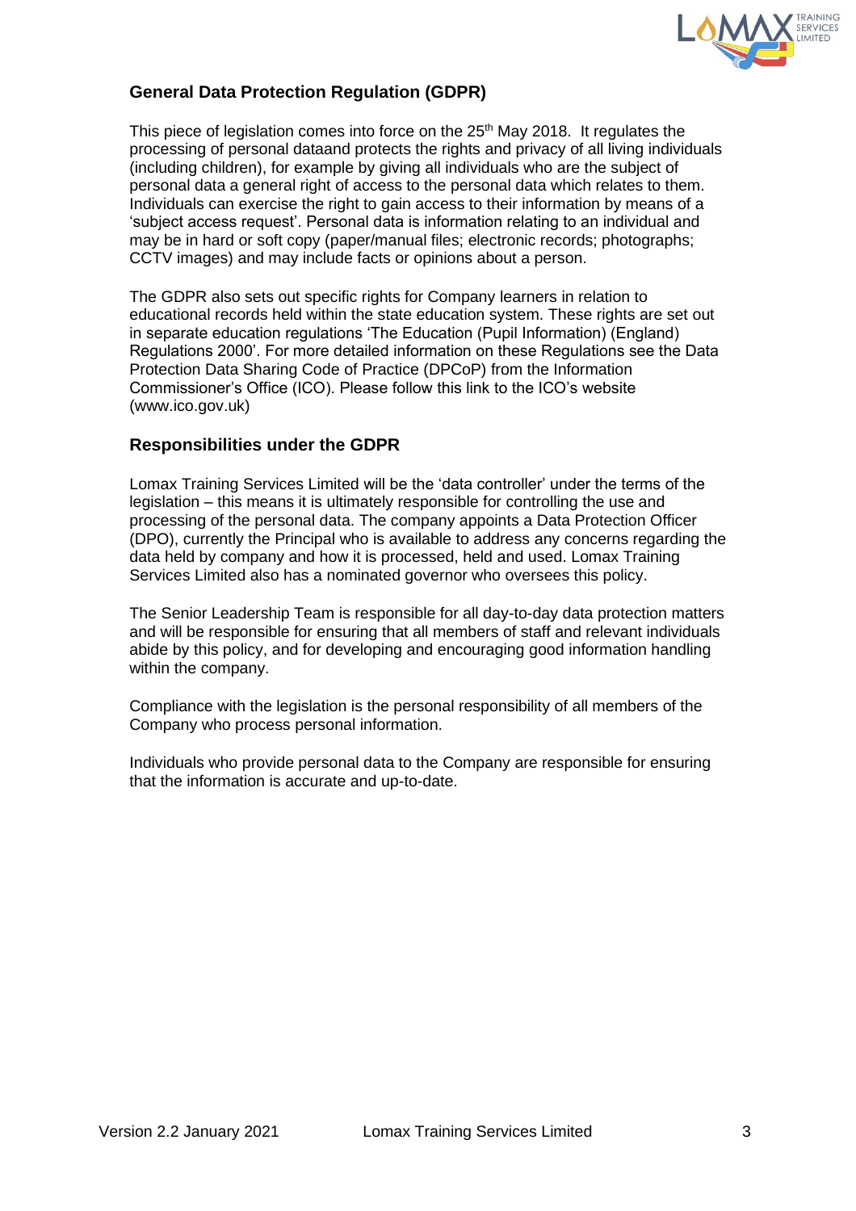## General Data Protection Regulation (GDPR)

This piece of legislation comes into force on the 25th May 2018. It regulates the processing of personal dataand protects the rights and privacy of all living individuals (including children), for example by giving all individuals who are the subject of personal data a general right of access to the personal data which relates to them. Individuals can exercise the right to gain access to their information by means of a 'subject access request'. Personal data is information relating to an individual and may be in hard or soft copy (paper/manual files; electronic records; photographs; CCTV images) and may include facts or opinions about a person.

The GDPR also sets out specific rights for Company learners in relation to educational records held within the state education system. These rights are set out in separate education regulations 'The Education (Pupil Information) (England) Regulations 2000'. For more detailed information on these Regulations see the Data Protection Data Sharing Code of Practice (DPCoP) from the Information Commissioner's Office (ICO). Please follow this link to the ICO's website (www.ico.gov.uk)

## Responsibilities under the GDPR

Lomax Training Services Limited will be the 'data controller' under the terms of the legislation – this means it is ultimately responsible for controlling the use and processing of the personal data. The company appoints a Data Protection Officer (DPO), currently the Principal who is available to address any concerns regarding the data held by company and how it is processed, held and used. Lomax Training Services Limited also has a nominated governor who oversees this policy.

The Senior Leadership Team is responsible for all day-to-day data protection matters and will be responsible for ensuring that all members of staff and relevant individuals abide by this policy, and for developing and encouraging good information handling within the company.

Compliance with the legislation is the personal responsibility of all members of the Company who process personal information.

Individuals who provide personal data to the Company are responsible for ensuring that the information is accurate and up-to-date.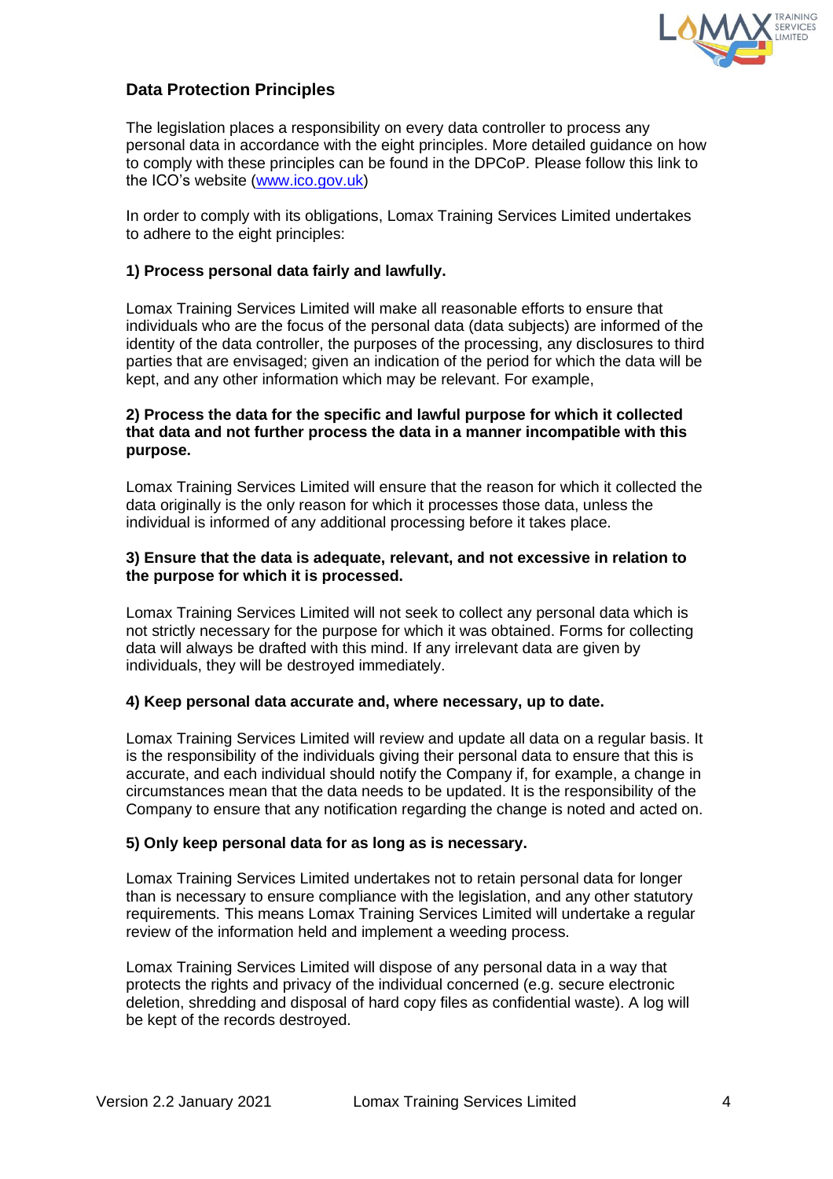## Data Protection Principles

The legislation places a responsibility on every data controller to process any personal data in accordance with the eight principles. More detailed guidance on how to comply with these principles can be found in the DPCoP. Please follow this link to the ICO's website (www.ico.gov.uk)

In order to comply with its obligations, Lomax Training Services Limited undertakes to adhere to the eight principles:

**1) Process personal data fairly and lawfully.**

Lomax Training Services Limited will make all reasonable efforts to ensure that individuals who are the focus of the personal data (data subjects) are informed of the identity of the data controller, the purposes of the processing, any disclosures to third parties that are envisaged; given an indication of the period for which the data will be kept, and any other information which may be relevant. For example,

**2) Process the data for the specific and lawful purpose for which it collected that data and not further process the data in a manner incompatible with this purpose.**

Lomax Training Services Limited will ensure that the reason for which it collected the data originally is the only reason for which it processes those data, unless the individual is informed of any additional processing before it takes place.

**3) Ensure that the data is adequate, relevant, and not excessive in relation to the purpose for which it is processed.**

Lomax Training Services Limited will not seek to collect any personal data which is not strictly necessary for the purpose for which it was obtained. Forms for collecting data will always be drafted with this mind. If any irrelevant data are given by individuals, they will be destroyed immediately.

**4) Keep personal data accurate and, where necessary, up to date.**

Lomax Training Services Limited will review and update all data on a regular basis. It is the responsibility of the individuals giving their personal data to ensure that this is accurate, and each individual should notify the Company if, for example, a change in circumstances mean that the data needs to be updated. It is the responsibility of the Company to ensure that any notification regarding the change is noted and acted on.

**5) Only keep personal data for as long as is necessary.**

Lomax Training Services Limited undertakes not to retain personal data for longer than is necessary to ensure compliance with the legislation, and any other statutory requirements. This means Lomax Training Services Limited will undertake a regular review of the information held and implement a weeding process.

Lomax Training Services Limited will dispose of any personal data in a way that protects the rights and privacy of the individual concerned (e.g. secure electronic deletion, shredding and disposal of hard copy files as confidential waste). A log will be kept of the records destroyed.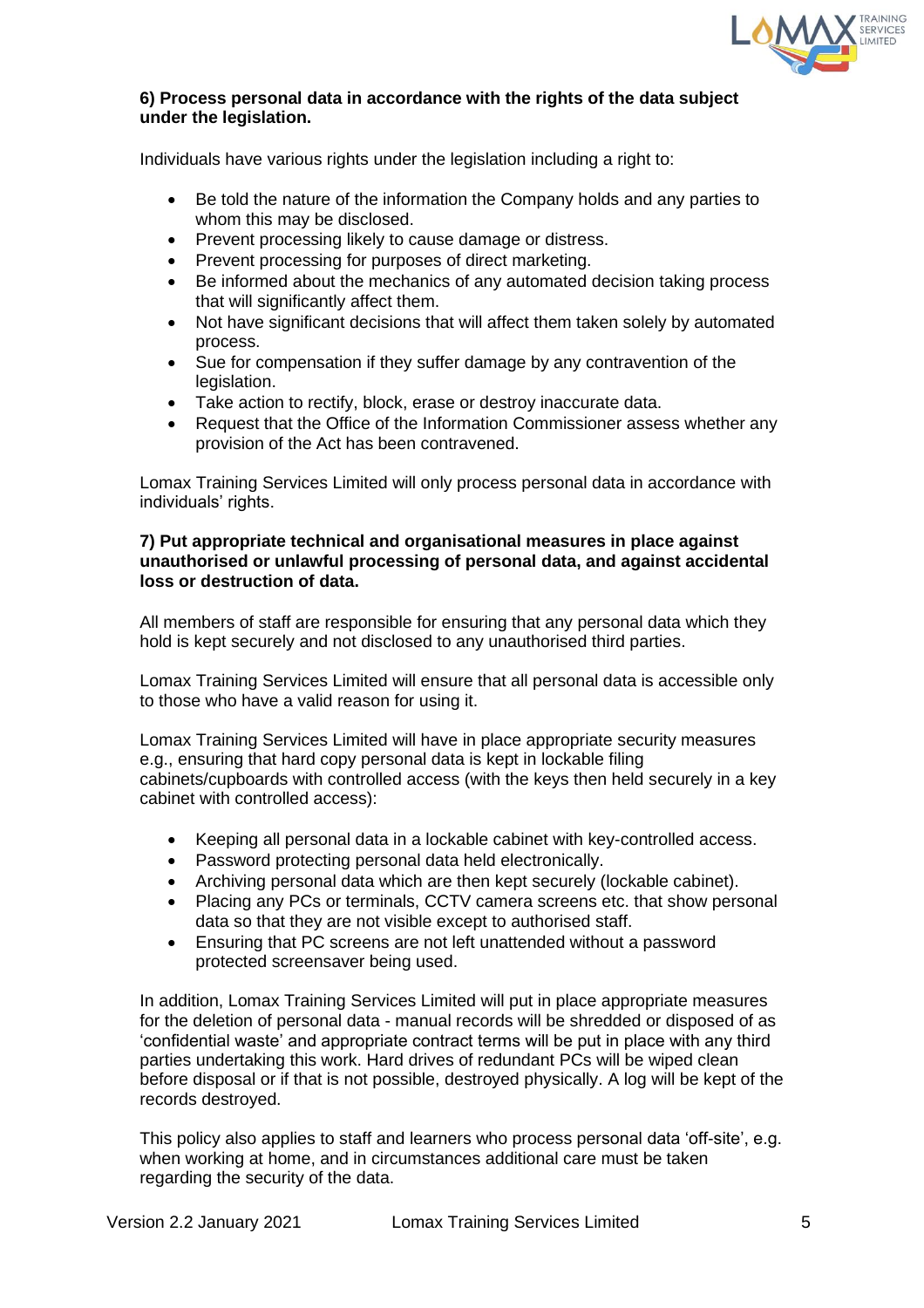**6) Process personal data in accordance with the rights of the data subject under the legislation.**

Individuals have various rights under the legislation including a right to:

- Be told the nature of the information the Company holds and any parties to whom this may be disclosed.
- Prevent processing likely to cause damage or distress.
- Prevent processing for purposes of direct marketing.
- Be informed about the mechanics of any automated decision taking process that will significantly affect them.
- Not have significant decisions that will affect them taken solely by automated process.
- Sue for compensation if they suffer damage by any contravention of the legislation.
- Take action to rectify, block, erase or destroy inaccurate data.
- Request that the Office of the Information Commissioner assess whether any provision of the Act has been contravened.

Lomax Training Services Limited will only process personal data in accordance with individuals' rights.

**7) Put appropriate technical and organisational measures in place against unauthorised or unlawful processing of personal data, and against accidental loss or destruction of data.**

All members of staff are responsible for ensuring that any personal data which they hold is kept securely and not disclosed to any unauthorised third parties.

Lomax Training Services Limited will ensure that all personal data is accessible only to those who have a valid reason for using it.

Lomax Training Services Limited will have in place appropriate security measures e.g., ensuring that hard copy personal data is kept in lockable filing cabinets/cupboards with controlled access (with the keys then held securely in a key cabinet with controlled access):

- Keeping all personal data in a lockable cabinet with key-controlled access.
- Password protecting personal data held electronically.
- Archiving personal data which are then kept securely (lockable cabinet).
- Placing any PCs or terminals, CCTV camera screens etc. that show personal data so that they are not visible except to authorised staff.
- Ensuring that PC screens are not left unattended without a password protected screensaver being used.

In addition, Lomax Training Services Limited will put in place appropriate measures for the deletion of personal data - manual records will be shredded or disposed of as 'confidential waste' and appropriate contract terms will be put in place with any third parties undertaking this work. Hard drives of redundant PCs will be wiped clean before disposal or if that is not possible, destroyed physically. A log will be kept of the records destroyed.

This policy also applies to staff and learners who process personal data 'off-site', e.g. when working at home, and in circumstances additional care must be taken regarding the security of the data.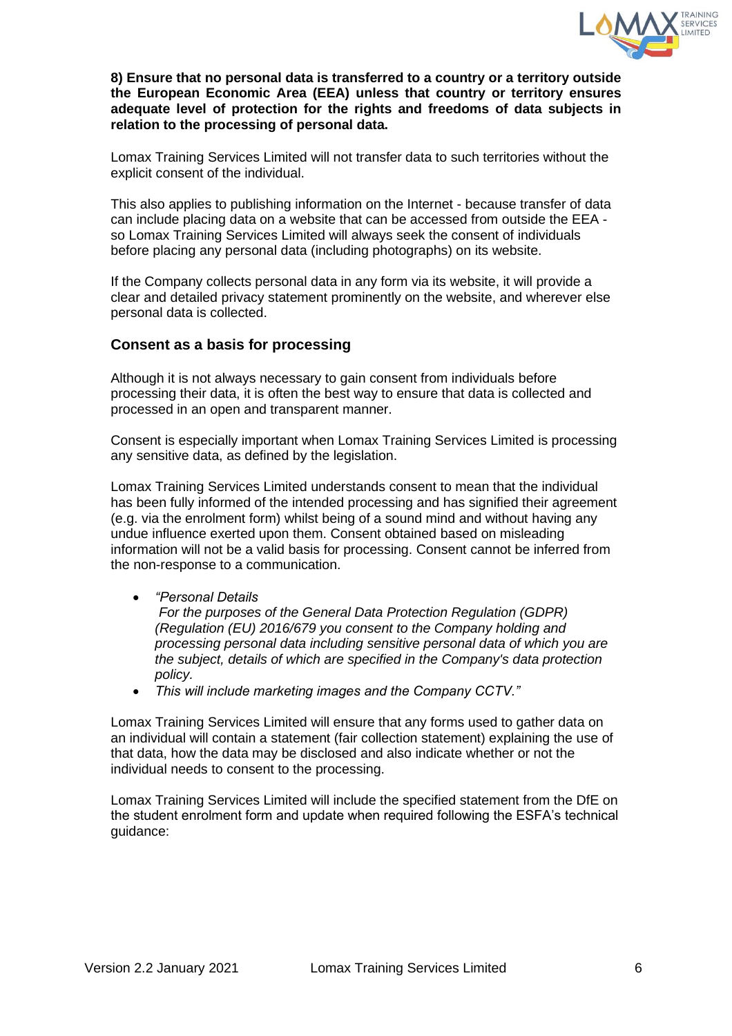**8) Ensure that no personal data is transferred to a country or a territory outside the European Economic Area (EEA) unless that country or territory ensures adequate level of protection for the rights and freedoms of data subjects in relation to the processing of personal data.**

Lomax Training Services Limited will not transfer data to such territories without the explicit consent of the individual.

This also applies to publishing information on the Internet - because transfer of data can include placing data on a website that can be accessed from outside the EEA - so Lomax Training Services Limited will always seek the consent of individuals before placing any personal data (including photographs) on its website.

If the Company collects personal data in any form via its website, it will provide a clear and detailed privacy statement prominently on the website, and wherever else personal data is collected.

### Consent as a basis for processing

Although it is not always necessary to gain consent from individuals before processing their data, it is often the best way to ensure that data is collected and processed in an open and transparent manner.

Consent is especially important when Lomax Training Services Limited is processing any sensitive data, as defined by the legislation.

Lomax Training Services Limited understands consent to mean that the individual has been fully informed of the intended processing and has signified their agreement (e.g. via the enrolment form) whilst being of a sound mind and without having any undue influence exerted upon them. Consent obtained based on misleading information will not be a valid basis for processing. Consent cannot be inferred from the non-response to a communication.

- *"Personal Details*
  *For the purposes of the General Data Protection Regulation (GDPR) (Regulation (EU) 2016/679 you consent to the Company holding and processing personal data including sensitive personal data of which you are the subject, details of which are specified in the Company's data protection policy.*
- *This will include marketing images and the Company CCTV."*

Lomax Training Services Limited will ensure that any forms used to gather data on an individual will contain a statement (fair collection statement) explaining the use of that data, how the data may be disclosed and also indicate whether or not the individual needs to consent to the processing.

Lomax Training Services Limited will include the specified statement from the DfE on the student enrolment form and update when required following the ESFA's technical guidance: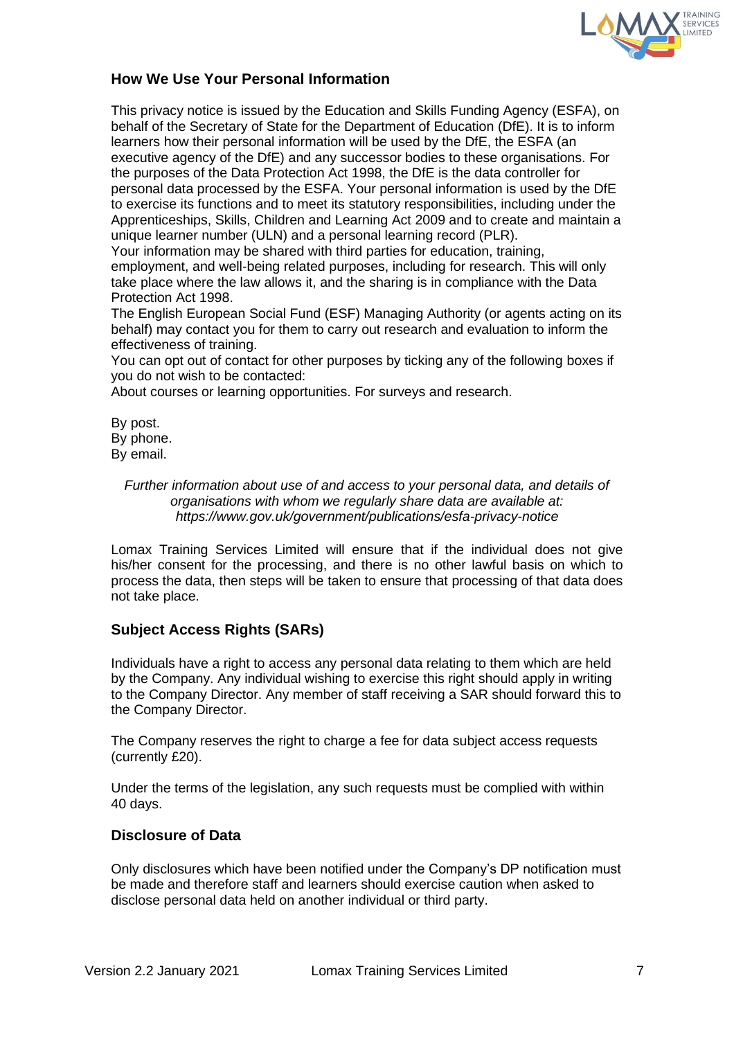## How We Use Your Personal Information

This privacy notice is issued by the Education and Skills Funding Agency (ESFA), on behalf of the Secretary of State for the Department of Education (DfE). It is to inform learners how their personal information will be used by the DfE, the ESFA (an executive agency of the DfE) and any successor bodies to these organisations. For the purposes of the Data Protection Act 1998, the DfE is the data controller for personal data processed by the ESFA. Your personal information is used by the DfE to exercise its functions and to meet its statutory responsibilities, including under the Apprenticeships, Skills, Children and Learning Act 2009 and to create and maintain a unique learner number (ULN) and a personal learning record (PLR).
Your information may be shared with third parties for education, training, employment, and well-being related purposes, including for research. This will only take place where the law allows it, and the sharing is in compliance with the Data Protection Act 1998.
The English European Social Fund (ESF) Managing Authority (or agents acting on its behalf) may contact you for them to carry out research and evaluation to inform the effectiveness of training.
You can opt out of contact for other purposes by ticking any of the following boxes if you do not wish to be contacted:
About courses or learning opportunities. For surveys and research.

By post.
By phone.
By email.

*Further information about use of and access to your personal data, and details of organisations with whom we regularly share data are available at: https://www.gov.uk/government/publications/esfa-privacy-notice*

Lomax Training Services Limited will ensure that if the individual does not give his/her consent for the processing, and there is no other lawful basis on which to process the data, then steps will be taken to ensure that processing of that data does not take place.

## Subject Access Rights (SARs)

Individuals have a right to access any personal data relating to them which are held by the Company. Any individual wishing to exercise this right should apply in writing to the Company Director. Any member of staff receiving a SAR should forward this to the Company Director.

The Company reserves the right to charge a fee for data subject access requests (currently £20).

Under the terms of the legislation, any such requests must be complied with within 40 days.

## Disclosure of Data

Only disclosures which have been notified under the Company's DP notification must be made and therefore staff and learners should exercise caution when asked to disclose personal data held on another individual or third party.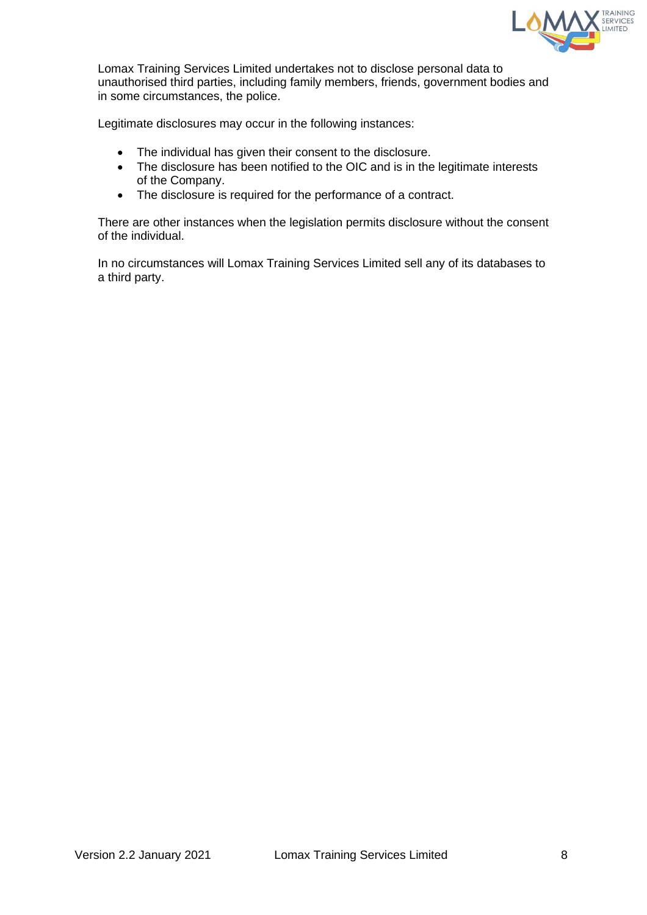Lomax Training Services Limited undertakes not to disclose personal data to unauthorised third parties, including family members, friends, government bodies and in some circumstances, the police.

Legitimate disclosures may occur in the following instances:

- The individual has given their consent to the disclosure.
- The disclosure has been notified to the OIC and is in the legitimate interests of the Company.
- The disclosure is required for the performance of a contract.

There are other instances when the legislation permits disclosure without the consent of the individual.

In no circumstances will Lomax Training Services Limited sell any of its databases to a third party.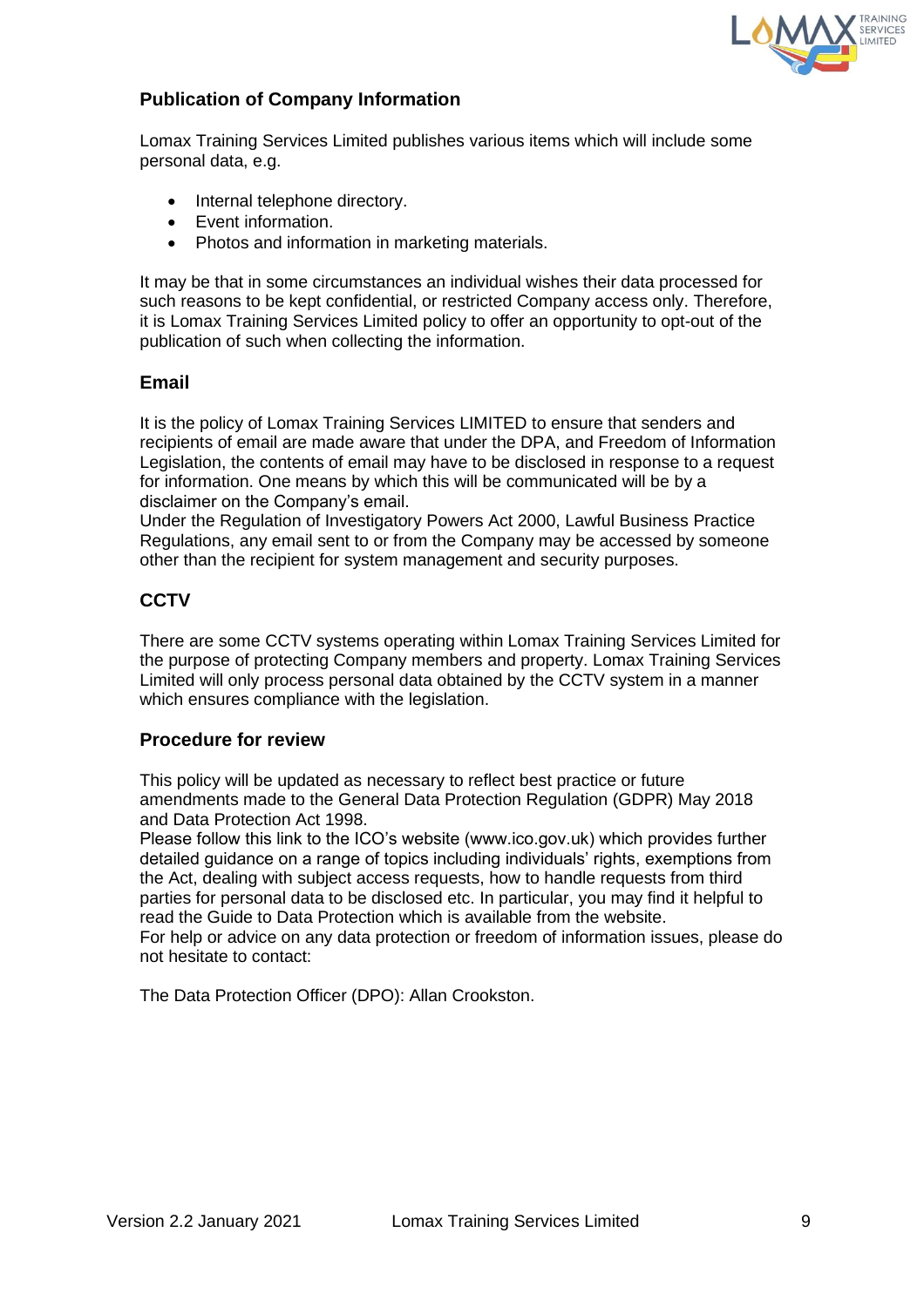## Publication of Company Information

Lomax Training Services Limited publishes various items which will include some personal data, e.g.

- Internal telephone directory.
- Event information.
- Photos and information in marketing materials.

It may be that in some circumstances an individual wishes their data processed for such reasons to be kept confidential, or restricted Company access only. Therefore, it is Lomax Training Services Limited policy to offer an opportunity to opt-out of the publication of such when collecting the information.

## Email

It is the policy of Lomax Training Services LIMITED to ensure that senders and recipients of email are made aware that under the DPA, and Freedom of Information Legislation, the contents of email may have to be disclosed in response to a request for information. One means by which this will be communicated will be by a disclaimer on the Company's email.
Under the Regulation of Investigatory Powers Act 2000, Lawful Business Practice Regulations, any email sent to or from the Company may be accessed by someone other than the recipient for system management and security purposes.

## CCTV

There are some CCTV systems operating within Lomax Training Services Limited for the purpose of protecting Company members and property. Lomax Training Services Limited will only process personal data obtained by the CCTV system in a manner which ensures compliance with the legislation.

## Procedure for review

This policy will be updated as necessary to reflect best practice or future amendments made to the General Data Protection Regulation (GDPR) May 2018 and Data Protection Act 1998.
Please follow this link to the ICO's website (www.ico.gov.uk) which provides further detailed guidance on a range of topics including individuals' rights, exemptions from the Act, dealing with subject access requests, how to handle requests from third parties for personal data to be disclosed etc. In particular, you may find it helpful to read the Guide to Data Protection which is available from the website.
For help or advice on any data protection or freedom of information issues, please do not hesitate to contact:

The Data Protection Officer (DPO): Allan Crookston.